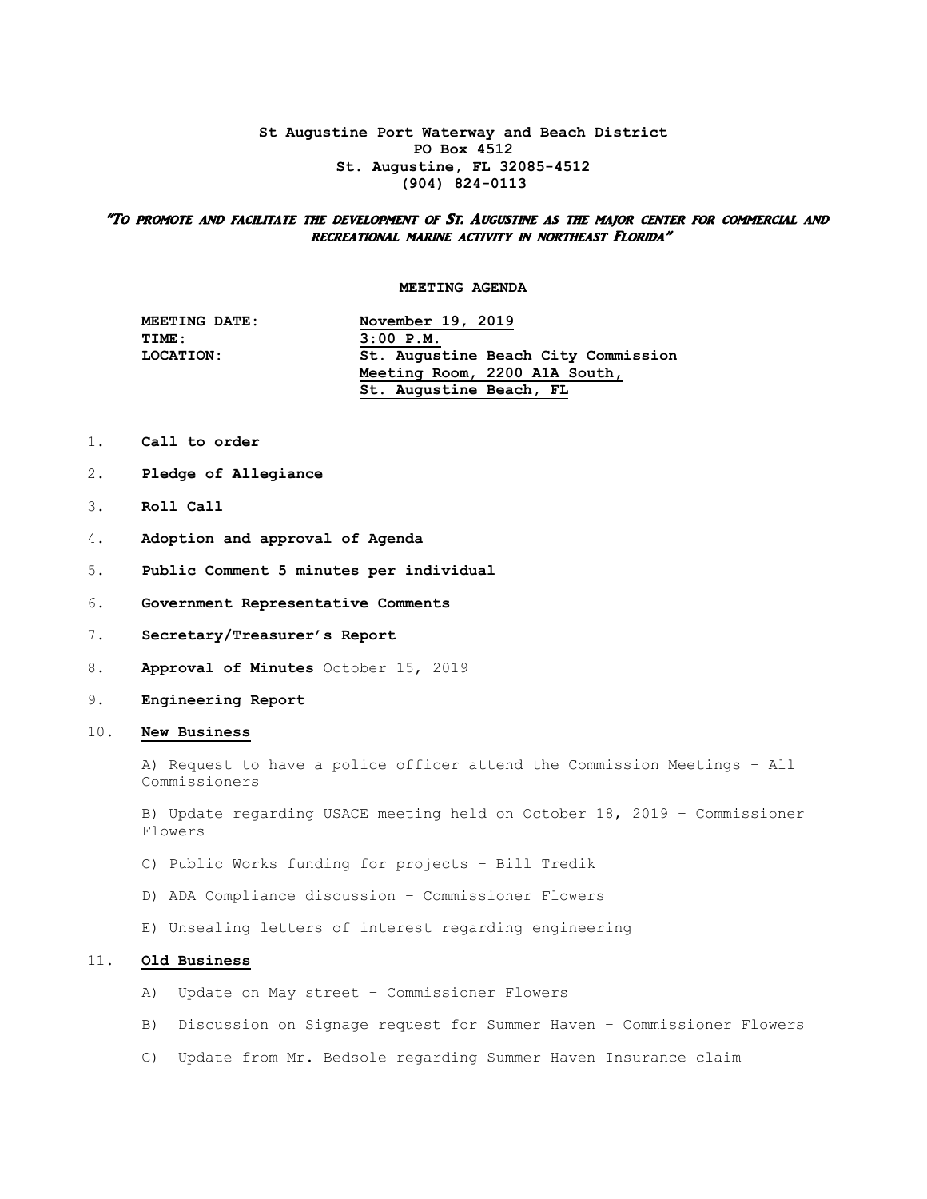**St Augustine Port Waterway and Beach District**
**PO Box 4512**
**St. Augustine, FL 32085-4512**
**(904) 824-0113**

*"To promote and facilitate the development of St. Augustine as the major center for commercial and recreational marine activity in northeast Florida"*

## MEETING AGENDA

| | |
|---|---|
| **MEETING DATE:** | **November 19, 2019** |
| **TIME:** | **3:00 P.M.** |
| **LOCATION:** | **St. Augustine Beach City Commission Meeting Room, 2200 A1A South, St. Augustine Beach, FL** |

1. **Call to order**
2. **Pledge of Allegiance**
3. **Roll Call**
4. **Adoption and approval of Agenda**
5. **Public Comment 5 minutes per individual**
6. **Government Representative Comments**
7. **Secretary/Treasurer's Report**
8. **Approval of Minutes** October 15, 2019
9. **Engineering Report**
10. **New Business**

    A) Request to have a police officer attend the Commission Meetings – All Commissioners

    B) Update regarding USACE meeting held on October 18, 2019 – Commissioner Flowers

    C) Public Works funding for projects – Bill Tredik

    D) ADA Compliance discussion – Commissioner Flowers

    E) Unsealing letters of interest regarding engineering

11. **Old Business**

    A) Update on May street – Commissioner Flowers

    B) Discussion on Signage request for Summer Haven – Commissioner Flowers

    C) Update from Mr. Bedsole regarding Summer Haven Insurance claim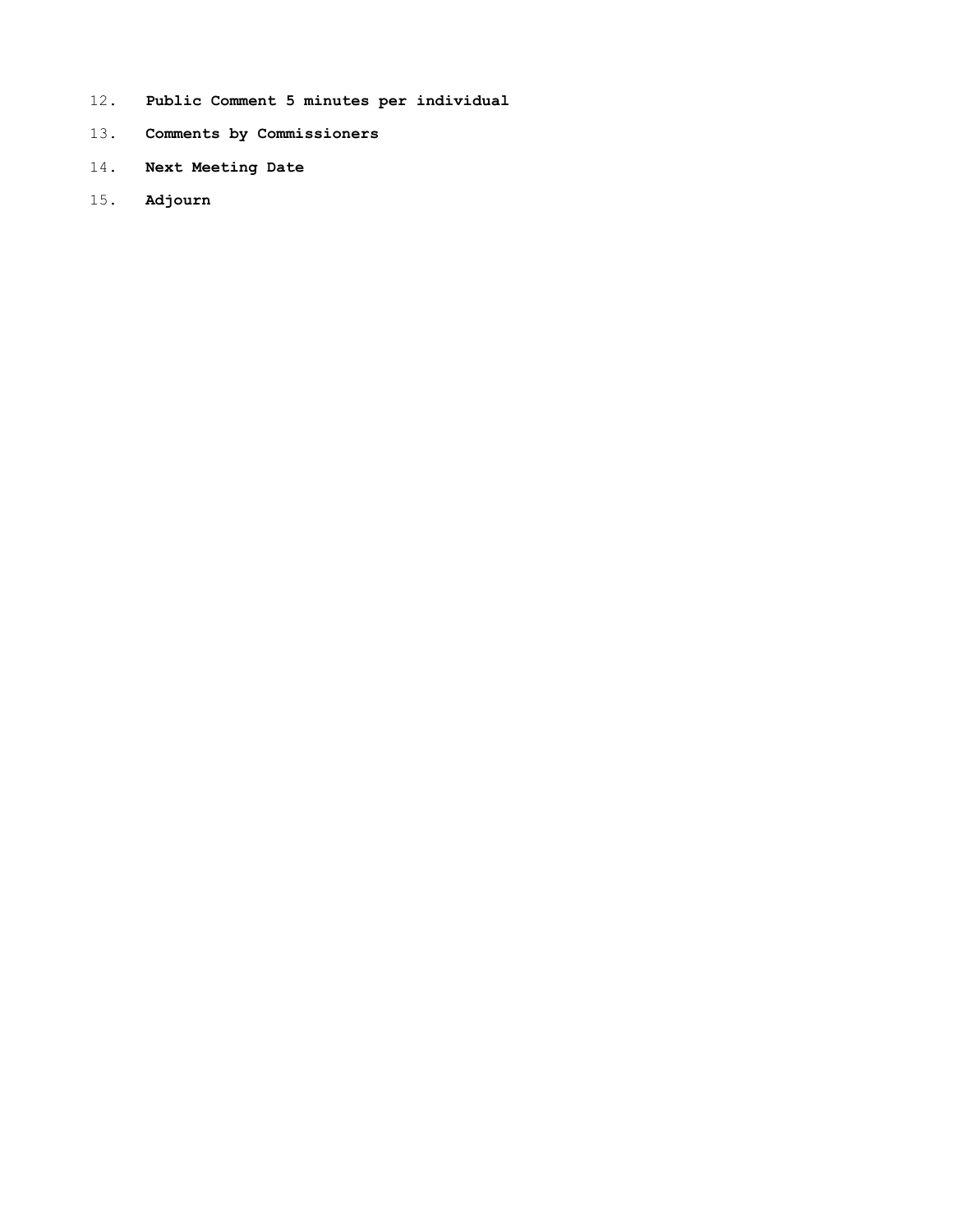12. **Public Comment 5 minutes per individual**
13. **Comments by Commissioners**
14. **Next Meeting Date**
15. **Adjourn**